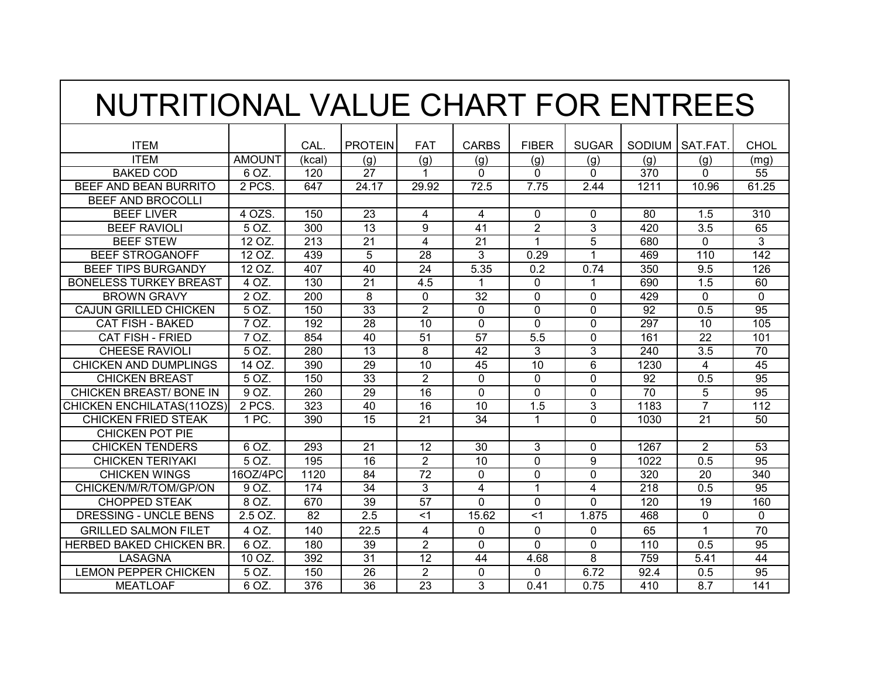# NUTRITIONAL VALUE CHART FOR ENTREES

| ITEM | | CAL. | PROTEIN | FAT | CARBS | FIBER | SUGAR | SODIUM | SAT.FAT. | CHOL |
|---|---|---|---|---|---|---|---|---|---|---|
| ITEM | AMOUNT | (kcal) | (g) | (g) | (g) | (g) | (g) | (g) | (g) | (mg) |
| BAKED COD | 6 OZ. | 120 | 27 | 1 | 0 | 0 | 0 | 370 | 0 | 55 |
| BEEF AND BEAN BURRITO | 2 PCS. | 647 | 24.17 | 29.92 | 72.5 | 7.75 | 2.44 | 1211 | 10.96 | 61.25 |
| BEEF AND BROCOLLI | | | | | | | | | | |
| BEEF LIVER | 4 OZS. | 150 | 23 | 4 | 4 | 0 | 0 | 80 | 1.5 | 310 |
| BEEF RAVIOLI | 5 OZ. | 300 | 13 | 9 | 41 | 2 | 3 | 420 | 3.5 | 65 |
| BEEF STEW | 12 OZ. | 213 | 21 | 4 | 21 | 1 | 5 | 680 | 0 | 3 |
| BEEF STROGANOFF | 12 OZ. | 439 | 5 | 28 | 3 | 0.29 | 1 | 469 | 110 | 142 |
| BEEF TIPS BURGANDY | 12 OZ. | 407 | 40 | 24 | 5.35 | 0.2 | 0.74 | 350 | 9.5 | 126 |
| BONELESS TURKEY BREAST | 4 OZ. | 130 | 21 | 4.5 | 1 | 0 | 1 | 690 | 1.5 | 60 |
| BROWN GRAVY | 2 OZ. | 200 | 8 | 0 | 32 | 0 | 0 | 429 | 0 | 0 |
| CAJUN GRILLED CHICKEN | 5 OZ. | 150 | 33 | 2 | 0 | 0 | 0 | 92 | 0.5 | 95 |
| CAT FISH - BAKED | 7 OZ. | 192 | 28 | 10 | 0 | 0 | 0 | 297 | 10 | 105 |
| CAT FISH - FRIED | 7 OZ. | 854 | 40 | 51 | 57 | 5.5 | 0 | 161 | 22 | 101 |
| CHEESE RAVIOLI | 5 OZ. | 280 | 13 | 8 | 42 | 3 | 3 | 240 | 3.5 | 70 |
| CHICKEN AND DUMPLINGS | 14 OZ. | 390 | 29 | 10 | 45 | 10 | 6 | 1230 | 4 | 45 |
| CHICKEN BREAST | 5 OZ. | 150 | 33 | 2 | 0 | 0 | 0 | 92 | 0.5 | 95 |
| CHICKEN BREAST/ BONE IN | 9 OZ. | 260 | 29 | 16 | 0 | 0 | 0 | 70 | 5 | 95 |
| CHICKEN ENCHILATAS(11OZS) | 2 PCS. | 323 | 40 | 16 | 10 | 1.5 | 3 | 1183 | 7 | 112 |
| CHICKEN FRIED STEAK | 1 PC. | 390 | 15 | 21 | 34 | 1 | 0 | 1030 | 21 | 50 |
| CHICKEN POT PIE | | | | | | | | | | |
| CHICKEN TENDERS | 6 OZ. | 293 | 21 | 12 | 30 | 3 | 0 | 1267 | 2 | 53 |
| CHICKEN TERIYAKI | 5 OZ. | 195 | 16 | 2 | 10 | 0 | 9 | 1022 | 0.5 | 95 |
| CHICKEN WINGS | 16OZ/4PC | 1120 | 84 | 72 | 0 | 0 | 0 | 320 | 20 | 340 |
| CHICKEN/M/R/TOM/GP/ON | 9 OZ. | 174 | 34 | 3 | 4 | 1 | 4 | 218 | 0.5 | 95 |
| CHOPPED STEAK | 8 OZ. | 670 | 39 | 57 | 0 | 0 | 0 | 120 | 19 | 160 |
| DRESSING - UNCLE BENS | 2.5 OZ. | 82 | 2.5 | <1 | 15.62 | <1 | 1.875 | 468 | 0 | 0 |
| GRILLED SALMON FILET | 4 OZ. | 140 | 22.5 | 4 | 0 | 0 | 0 | 65 | 1 | 70 |
| HERBED BAKED CHICKEN BR. | 6 OZ. | 180 | 39 | 2 | 0 | 0 | 0 | 110 | 0.5 | 95 |
| LASAGNA | 10 OZ. | 392 | 31 | 12 | 44 | 4.68 | 8 | 759 | 5.41 | 44 |
| LEMON PEPPER CHICKEN | 5 OZ. | 150 | 26 | 2 | 0 | 0 | 6.72 | 92.4 | 0.5 | 95 |
| MEATLOAF | 6 OZ. | 376 | 36 | 23 | 3 | 0.41 | 0.75 | 410 | 8.7 | 141 |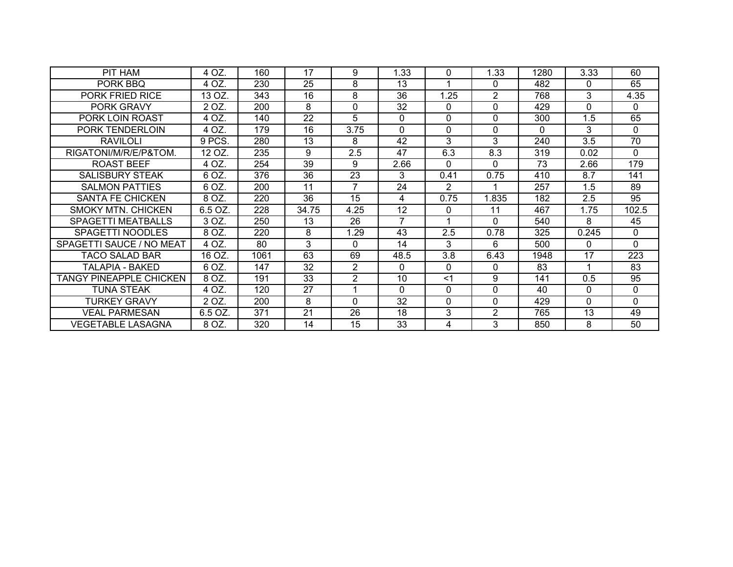| | | | | | | | | | | |
|---|---|---|---|---|---|---|---|---|---|---|
| PIT HAM | 4 OZ. | 160 | 17 | 9 | 1.33 | 0 | 1.33 | 1280 | 3.33 | 60 |
| PORK BBQ | 4 OZ. | 230 | 25 | 8 | 13 | 1 | 0 | 482 | 0 | 65 |
| PORK FRIED RICE | 13 OZ. | 343 | 16 | 8 | 36 | 1.25 | 2 | 768 | 3 | 4.35 |
| PORK GRAVY | 2 OZ. | 200 | 8 | 0 | 32 | 0 | 0 | 429 | 0 | 0 |
| PORK LOIN ROAST | 4 OZ. | 140 | 22 | 5 | 0 | 0 | 0 | 300 | 1.5 | 65 |
| PORK TENDERLOIN | 4 OZ. | 179 | 16 | 3.75 | 0 | 0 | 0 | 0 | 3 | 0 |
| RAVILOLI | 9 PCS. | 280 | 13 | 8 | 42 | 3 | 3 | 240 | 3.5 | 70 |
| RIGATONI/M/R/E/P&TOM. | 12 OZ. | 235 | 9 | 2.5 | 47 | 6.3 | 8.3 | 319 | 0.02 | 0 |
| ROAST BEEF | 4 OZ. | 254 | 39 | 9 | 2.66 | 0 | 0 | 73 | 2.66 | 179 |
| SALISBURY STEAK | 6 OZ. | 376 | 36 | 23 | 3 | 0.41 | 0.75 | 410 | 8.7 | 141 |
| SALMON PATTIES | 6 OZ. | 200 | 11 | 7 | 24 | 2 | 1 | 257 | 1.5 | 89 |
| SANTA FE CHICKEN | 8 OZ. | 220 | 36 | 15 | 4 | 0.75 | 1.835 | 182 | 2.5 | 95 |
| SMOKY MTN. CHICKEN | 6.5 OZ. | 228 | 34.75 | 4.25 | 12 | 0 | 11 | 467 | 1.75 | 102.5 |
| SPAGETTI MEATBALLS | 3 OZ. | 250 | 13 | 26 | 7 | 1 | 0 | 540 | 8 | 45 |
| SPAGETTI NOODLES | 8 OZ. | 220 | 8 | 1.29 | 43 | 2.5 | 0.78 | 325 | 0.245 | 0 |
| SPAGETTI SAUCE / NO MEAT | 4 OZ. | 80 | 3 | 0 | 14 | 3 | 6 | 500 | 0 | 0 |
| TACO SALAD BAR | 16 OZ. | 1061 | 63 | 69 | 48.5 | 3.8 | 6.43 | 1948 | 17 | 223 |
| TALAPIA - BAKED | 6 OZ. | 147 | 32 | 2 | 0 | 0 | 0 | 83 | 1 | 83 |
| TANGY PINEAPPLE CHICKEN | 8 OZ. | 191 | 33 | 2 | 10 | <1 | 9 | 141 | 0.5 | 95 |
| TUNA STEAK | 4 OZ. | 120 | 27 | 1 | 0 | 0 | 0 | 40 | 0 | 0 |
| TURKEY GRAVY | 2 OZ. | 200 | 8 | 0 | 32 | 0 | 0 | 429 | 0 | 0 |
| VEAL PARMESAN | 6.5 OZ. | 371 | 21 | 26 | 18 | 3 | 2 | 765 | 13 | 49 |
| VEGETABLE LASAGNA | 8 OZ. | 320 | 14 | 15 | 33 | 4 | 3 | 850 | 8 | 50 |